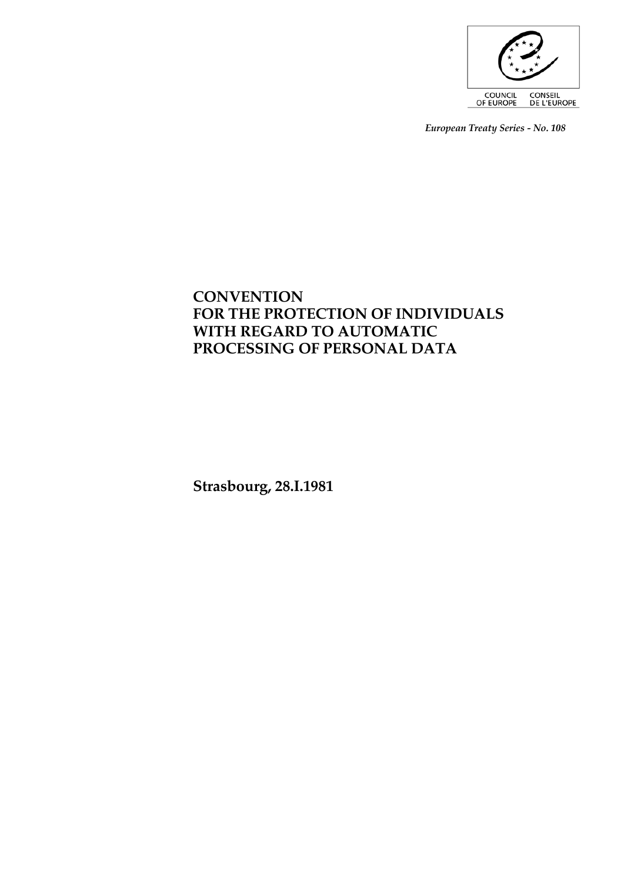COUNCIL OF EUROPE — CONSEIL DE L'EUROPE

*European Treaty Series - No. 108*

# CONVENTION FOR THE PROTECTION OF INDIVIDUALS WITH REGARD TO AUTOMATIC PROCESSING OF PERSONAL DATA

**Strasbourg, 28.I.1981**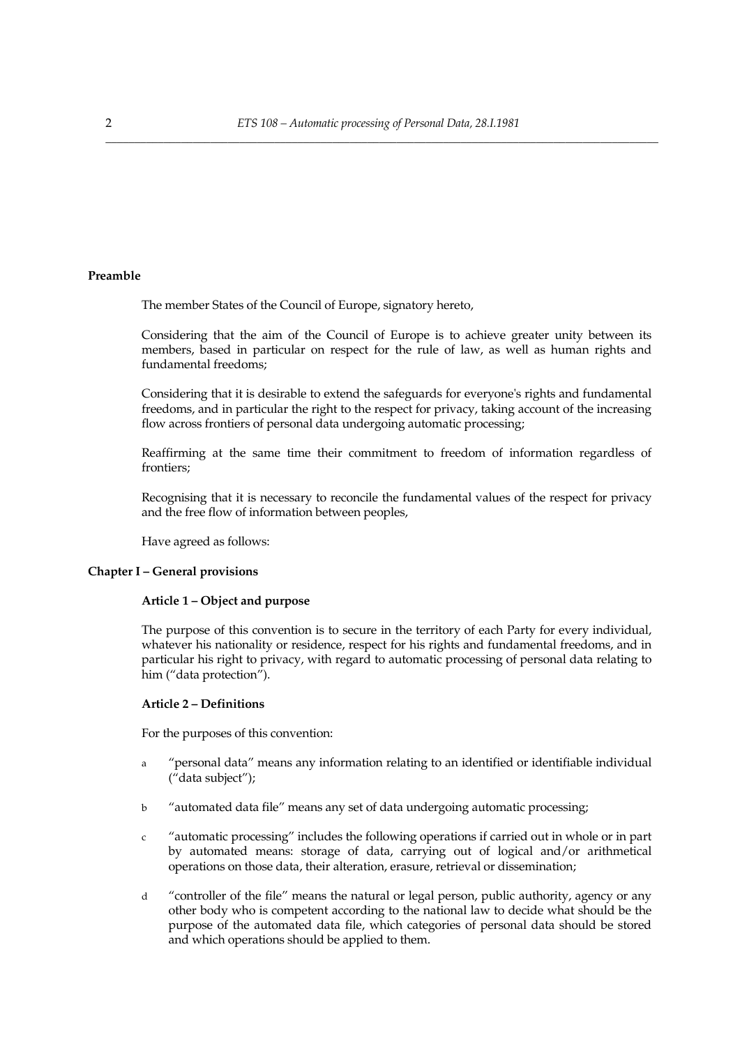## Preamble

The member States of the Council of Europe, signatory hereto,

Considering that the aim of the Council of Europe is to achieve greater unity between its members, based in particular on respect for the rule of law, as well as human rights and fundamental freedoms;

Considering that it is desirable to extend the safeguards for everyone's rights and fundamental freedoms, and in particular the right to the respect for privacy, taking account of the increasing flow across frontiers of personal data undergoing automatic processing;

Reaffirming at the same time their commitment to freedom of information regardless of frontiers;

Recognising that it is necessary to reconcile the fundamental values of the respect for privacy and the free flow of information between peoples,

Have agreed as follows:

## Chapter I – General provisions

### Article 1 – Object and purpose

The purpose of this convention is to secure in the territory of each Party for every individual, whatever his nationality or residence, respect for his rights and fundamental freedoms, and in particular his right to privacy, with regard to automatic processing of personal data relating to him ("data protection").

### Article 2 – Definitions

For the purposes of this convention:

- a "personal data" means any information relating to an identified or identifiable individual ("data subject");
- b "automated data file" means any set of data undergoing automatic processing;
- c "automatic processing" includes the following operations if carried out in whole or in part by automated means: storage of data, carrying out of logical and/or arithmetical operations on those data, their alteration, erasure, retrieval or dissemination;
- d "controller of the file" means the natural or legal person, public authority, agency or any other body who is competent according to the national law to decide what should be the purpose of the automated data file, which categories of personal data should be stored and which operations should be applied to them.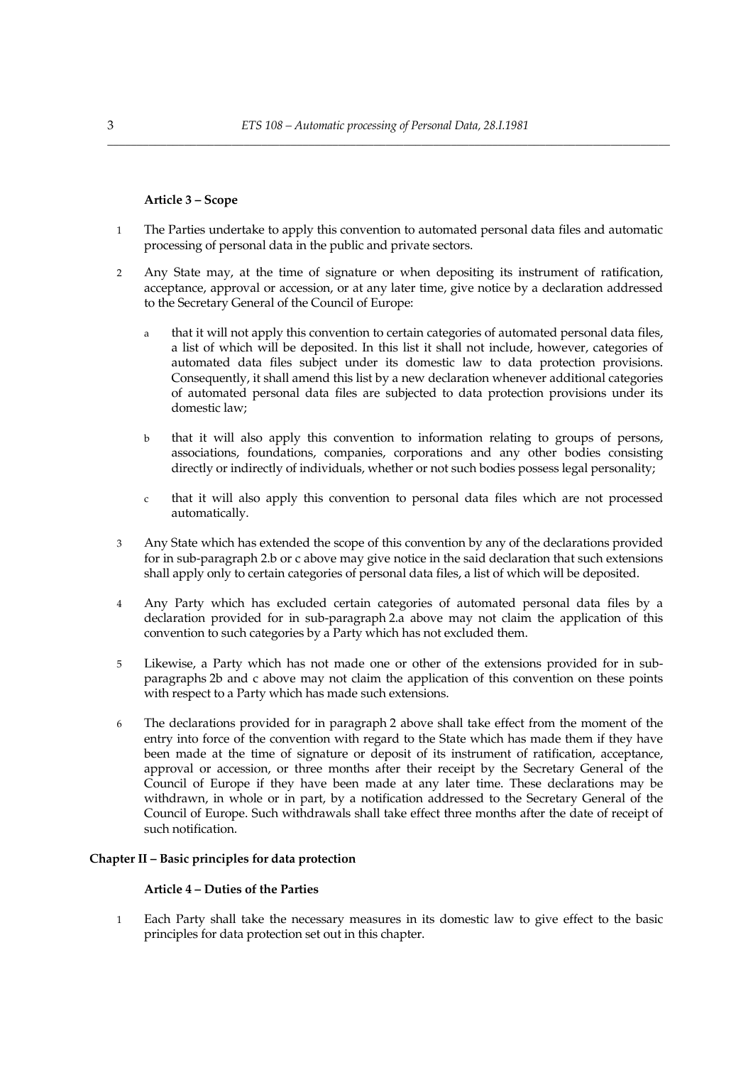### Article 3 – Scope

1 The Parties undertake to apply this convention to automated personal data files and automatic processing of personal data in the public and private sectors.

2 Any State may, at the time of signature or when depositing its instrument of ratification, acceptance, approval or accession, or at any later time, give notice by a declaration addressed to the Secretary General of the Council of Europe:

 a that it will not apply this convention to certain categories of automated personal data files, a list of which will be deposited. In this list it shall not include, however, categories of automated data files subject under its domestic law to data protection provisions. Consequently, it shall amend this list by a new declaration whenever additional categories of automated personal data files are subjected to data protection provisions under its domestic law;

 b that it will also apply this convention to information relating to groups of persons, associations, foundations, companies, corporations and any other bodies consisting directly or indirectly of individuals, whether or not such bodies possess legal personality;

 c that it will also apply this convention to personal data files which are not processed automatically.

3 Any State which has extended the scope of this convention by any of the declarations provided for in sub-paragraph 2.b or c above may give notice in the said declaration that such extensions shall apply only to certain categories of personal data files, a list of which will be deposited.

4 Any Party which has excluded certain categories of automated personal data files by a declaration provided for in sub-paragraph 2.a above may not claim the application of this convention to such categories by a Party which has not excluded them.

5 Likewise, a Party which has not made one or other of the extensions provided for in sub-paragraphs 2b and c above may not claim the application of this convention on these points with respect to a Party which has made such extensions.

6 The declarations provided for in paragraph 2 above shall take effect from the moment of the entry into force of the convention with regard to the State which has made them if they have been made at the time of signature or deposit of its instrument of ratification, acceptance, approval or accession, or three months after their receipt by the Secretary General of the Council of Europe if they have been made at any later time. These declarations may be withdrawn, in whole or in part, by a notification addressed to the Secretary General of the Council of Europe. Such withdrawals shall take effect three months after the date of receipt of such notification.

## Chapter II – Basic principles for data protection

### Article 4 – Duties of the Parties

1 Each Party shall take the necessary measures in its domestic law to give effect to the basic principles for data protection set out in this chapter.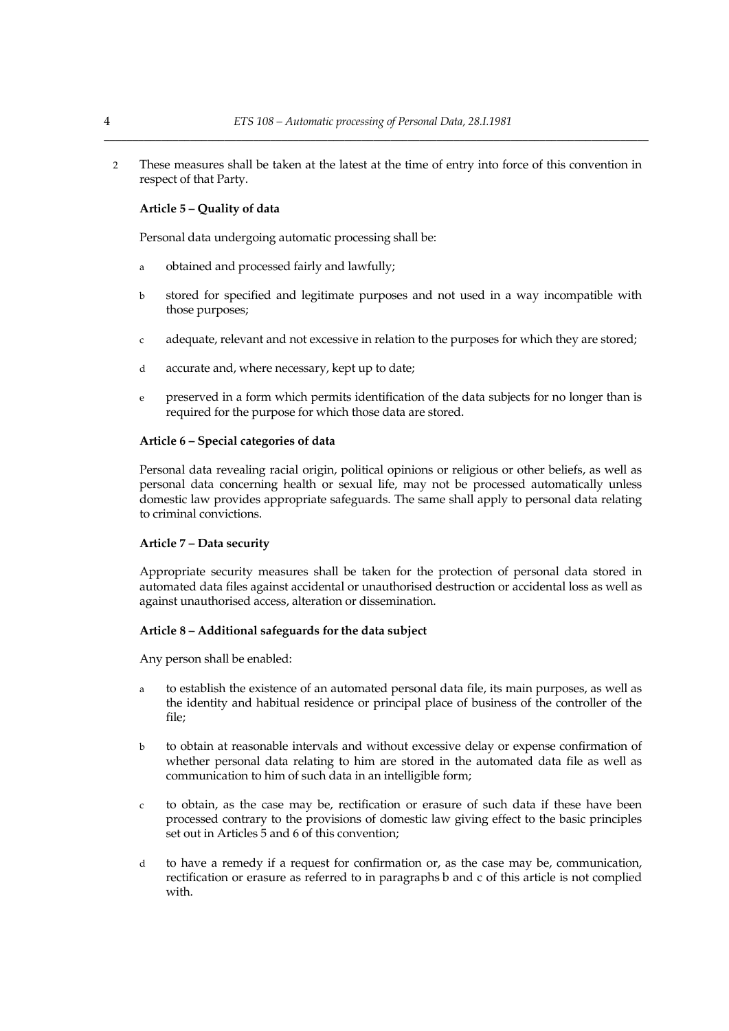2 These measures shall be taken at the latest at the time of entry into force of this convention in respect of that Party.

**Article 5 – Quality of data**

Personal data undergoing automatic processing shall be:

a obtained and processed fairly and lawfully;

b stored for specified and legitimate purposes and not used in a way incompatible with those purposes;

c adequate, relevant and not excessive in relation to the purposes for which they are stored;

d accurate and, where necessary, kept up to date;

e preserved in a form which permits identification of the data subjects for no longer than is required for the purpose for which those data are stored.

**Article 6 – Special categories of data**

Personal data revealing racial origin, political opinions or religious or other beliefs, as well as personal data concerning health or sexual life, may not be processed automatically unless domestic law provides appropriate safeguards. The same shall apply to personal data relating to criminal convictions.

**Article 7 – Data security**

Appropriate security measures shall be taken for the protection of personal data stored in automated data files against accidental or unauthorised destruction or accidental loss as well as against unauthorised access, alteration or dissemination.

**Article 8 – Additional safeguards for the data subject**

Any person shall be enabled:

a to establish the existence of an automated personal data file, its main purposes, as well as the identity and habitual residence or principal place of business of the controller of the file;

b to obtain at reasonable intervals and without excessive delay or expense confirmation of whether personal data relating to him are stored in the automated data file as well as communication to him of such data in an intelligible form;

c to obtain, as the case may be, rectification or erasure of such data if these have been processed contrary to the provisions of domestic law giving effect to the basic principles set out in Articles 5 and 6 of this convention;

d to have a remedy if a request for confirmation or, as the case may be, communication, rectification or erasure as referred to in paragraphs b and c of this article is not complied with.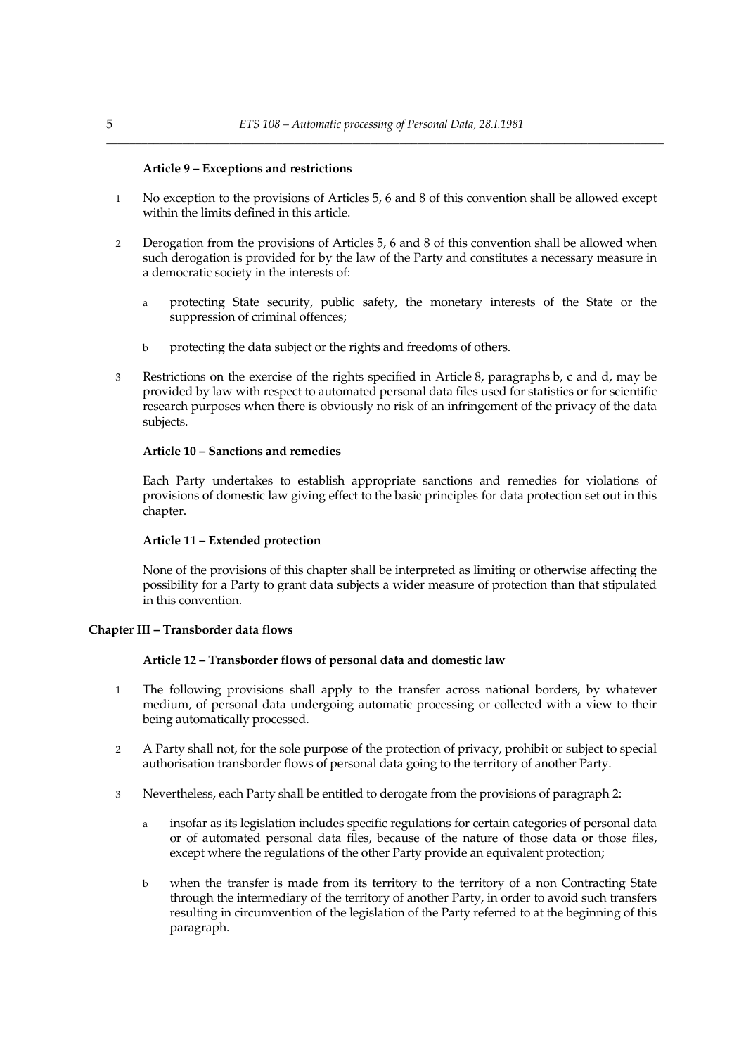### Article 9 – Exceptions and restrictions

1. No exception to the provisions of Articles 5, 6 and 8 of this convention shall be allowed except within the limits defined in this article.

2. Derogation from the provisions of Articles 5, 6 and 8 of this convention shall be allowed when such derogation is provided for by the law of the Party and constitutes a necessary measure in a democratic society in the interests of:

   a. protecting State security, public safety, the monetary interests of the State or the suppression of criminal offences;

   b. protecting the data subject or the rights and freedoms of others.

3. Restrictions on the exercise of the rights specified in Article 8, paragraphs b, c and d, may be provided by law with respect to automated personal data files used for statistics or for scientific research purposes when there is obviously no risk of an infringement of the privacy of the data subjects.

### Article 10 – Sanctions and remedies

Each Party undertakes to establish appropriate sanctions and remedies for violations of provisions of domestic law giving effect to the basic principles for data protection set out in this chapter.

### Article 11 – Extended protection

None of the provisions of this chapter shall be interpreted as limiting or otherwise affecting the possibility for a Party to grant data subjects a wider measure of protection than that stipulated in this convention.

## Chapter III – Transborder data flows

### Article 12 – Transborder flows of personal data and domestic law

1. The following provisions shall apply to the transfer across national borders, by whatever medium, of personal data undergoing automatic processing or collected with a view to their being automatically processed.

2. A Party shall not, for the sole purpose of the protection of privacy, prohibit or subject to special authorisation transborder flows of personal data going to the territory of another Party.

3. Nevertheless, each Party shall be entitled to derogate from the provisions of paragraph 2:

   a. insofar as its legislation includes specific regulations for certain categories of personal data or of automated personal data files, because of the nature of those data or those files, except where the regulations of the other Party provide an equivalent protection;

   b. when the transfer is made from its territory to the territory of a non Contracting State through the intermediary of the territory of another Party, in order to avoid such transfers resulting in circumvention of the legislation of the Party referred to at the beginning of this paragraph.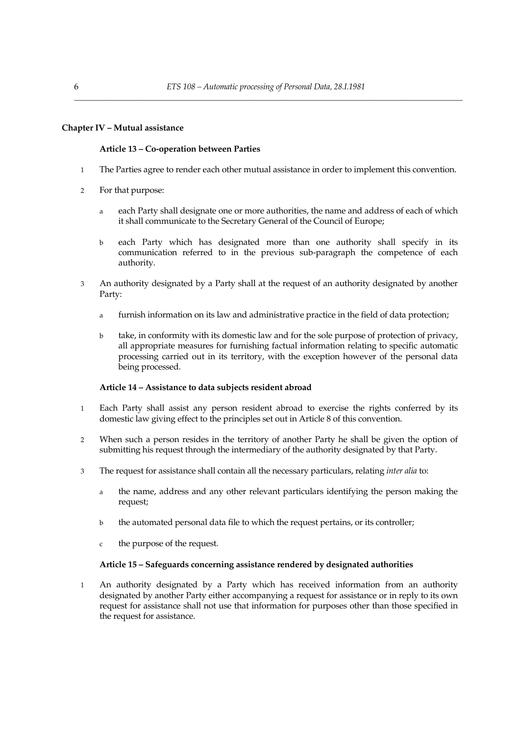## Chapter IV – Mutual assistance

### Article 13 – Co-operation between Parties

1 The Parties agree to render each other mutual assistance in order to implement this convention.

2 For that purpose:

a each Party shall designate one or more authorities, the name and address of each of which it shall communicate to the Secretary General of the Council of Europe;

b each Party which has designated more than one authority shall specify in its communication referred to in the previous sub-paragraph the competence of each authority.

3 An authority designated by a Party shall at the request of an authority designated by another Party:

a furnish information on its law and administrative practice in the field of data protection;

b take, in conformity with its domestic law and for the sole purpose of protection of privacy, all appropriate measures for furnishing factual information relating to specific automatic processing carried out in its territory, with the exception however of the personal data being processed.

### Article 14 – Assistance to data subjects resident abroad

1 Each Party shall assist any person resident abroad to exercise the rights conferred by its domestic law giving effect to the principles set out in Article 8 of this convention.

2 When such a person resides in the territory of another Party he shall be given the option of submitting his request through the intermediary of the authority designated by that Party.

3 The request for assistance shall contain all the necessary particulars, relating *inter alia* to:

a the name, address and any other relevant particulars identifying the person making the request;

b the automated personal data file to which the request pertains, or its controller;

c the purpose of the request.

### Article 15 – Safeguards concerning assistance rendered by designated authorities

1 An authority designated by a Party which has received information from an authority designated by another Party either accompanying a request for assistance or in reply to its own request for assistance shall not use that information for purposes other than those specified in the request for assistance.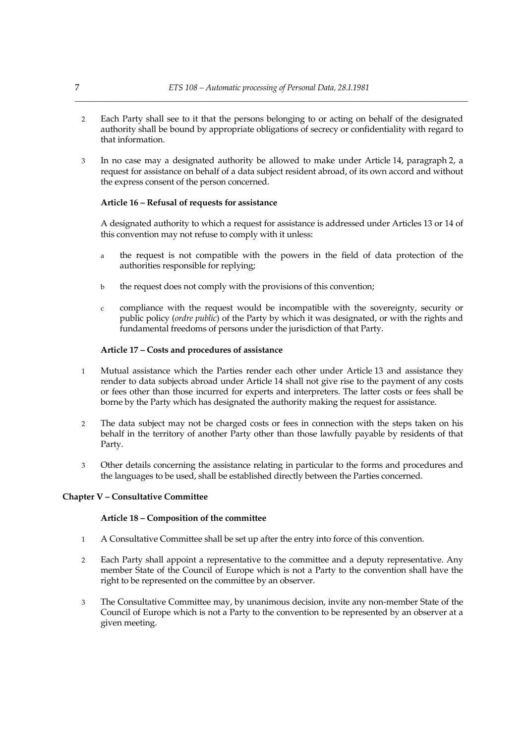2 Each Party shall see to it that the persons belonging to or acting on behalf of the designated authority shall be bound by appropriate obligations of secrecy or confidentiality with regard to that information.

3 In no case may a designated authority be allowed to make under Article 14, paragraph 2, a request for assistance on behalf of a data subject resident abroad, of its own accord and without the express consent of the person concerned.

#### Article 16 – Refusal of requests for assistance

A designated authority to which a request for assistance is addressed under Articles 13 or 14 of this convention may not refuse to comply with it unless:

a the request is not compatible with the powers in the field of data protection of the authorities responsible for replying;

b the request does not comply with the provisions of this convention;

c compliance with the request would be incompatible with the sovereignty, security or public policy (*ordre public*) of the Party by which it was designated, or with the rights and fundamental freedoms of persons under the jurisdiction of that Party.

#### Article 17 – Costs and procedures of assistance

1 Mutual assistance which the Parties render each other under Article 13 and assistance they render to data subjects abroad under Article 14 shall not give rise to the payment of any costs or fees other than those incurred for experts and interpreters. The latter costs or fees shall be borne by the Party which has designated the authority making the request for assistance.

2 The data subject may not be charged costs or fees in connection with the steps taken on his behalf in the territory of another Party other than those lawfully payable by residents of that Party.

3 Other details concerning the assistance relating in particular to the forms and procedures and the languages to be used, shall be established directly between the Parties concerned.

### Chapter V – Consultative Committee

#### Article 18 – Composition of the committee

1 A Consultative Committee shall be set up after the entry into force of this convention.

2 Each Party shall appoint a representative to the committee and a deputy representative. Any member State of the Council of Europe which is not a Party to the convention shall have the right to be represented on the committee by an observer.

3 The Consultative Committee may, by unanimous decision, invite any non-member State of the Council of Europe which is not a Party to the convention to be represented by an observer at a given meeting.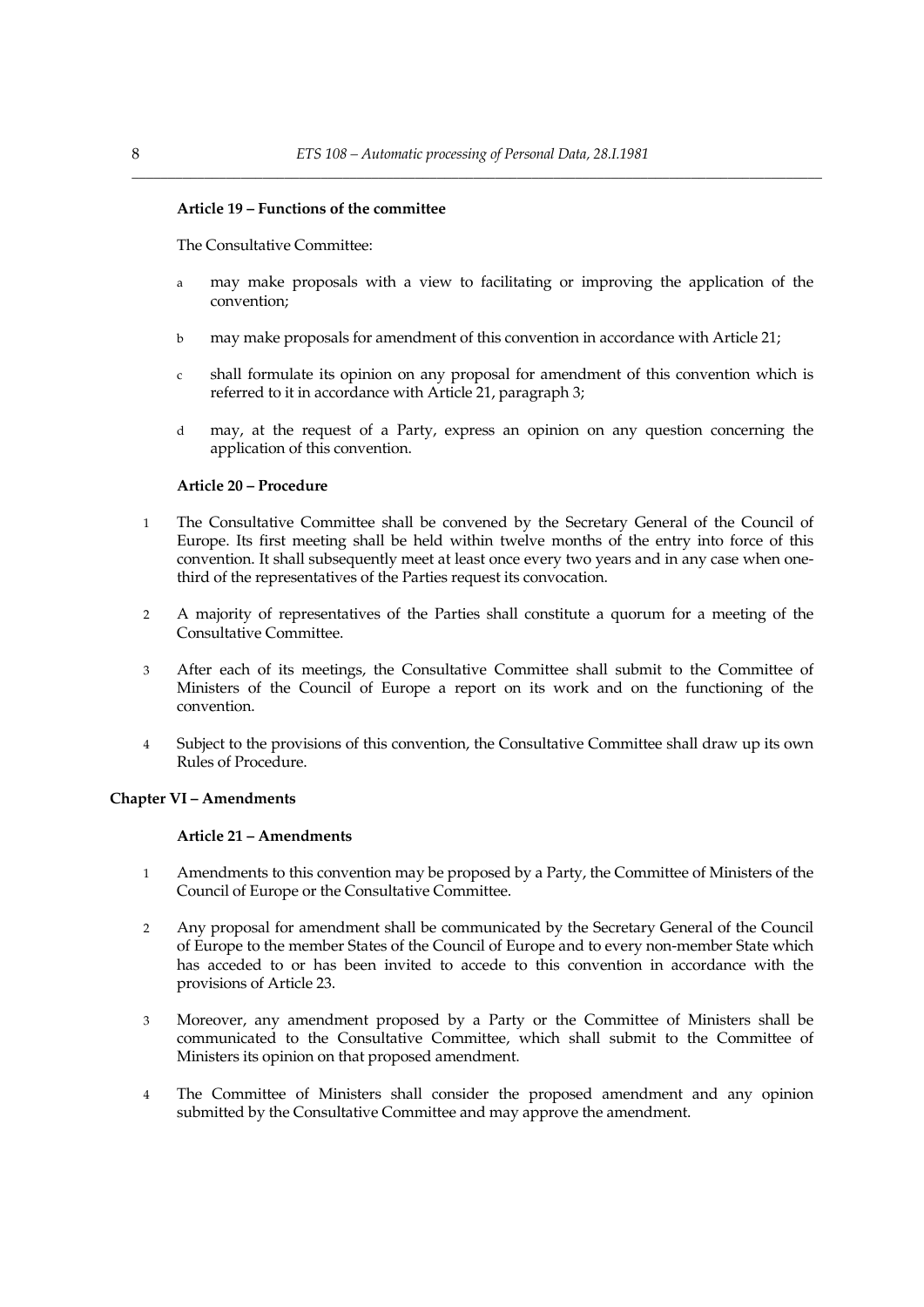### Article 19 – Functions of the committee

The Consultative Committee:

a may make proposals with a view to facilitating or improving the application of the convention;

b may make proposals for amendment of this convention in accordance with Article 21;

c shall formulate its opinion on any proposal for amendment of this convention which is referred to it in accordance with Article 21, paragraph 3;

d may, at the request of a Party, express an opinion on any question concerning the application of this convention.

### Article 20 – Procedure

1 The Consultative Committee shall be convened by the Secretary General of the Council of Europe. Its first meeting shall be held within twelve months of the entry into force of this convention. It shall subsequently meet at least once every two years and in any case when one-third of the representatives of the Parties request its convocation.

2 A majority of representatives of the Parties shall constitute a quorum for a meeting of the Consultative Committee.

3 After each of its meetings, the Consultative Committee shall submit to the Committee of Ministers of the Council of Europe a report on its work and on the functioning of the convention.

4 Subject to the provisions of this convention, the Consultative Committee shall draw up its own Rules of Procedure.

## Chapter VI – Amendments

### Article 21 – Amendments

1 Amendments to this convention may be proposed by a Party, the Committee of Ministers of the Council of Europe or the Consultative Committee.

2 Any proposal for amendment shall be communicated by the Secretary General of the Council of Europe to the member States of the Council of Europe and to every non-member State which has acceded to or has been invited to accede to this convention in accordance with the provisions of Article 23.

3 Moreover, any amendment proposed by a Party or the Committee of Ministers shall be communicated to the Consultative Committee, which shall submit to the Committee of Ministers its opinion on that proposed amendment.

4 The Committee of Ministers shall consider the proposed amendment and any opinion submitted by the Consultative Committee and may approve the amendment.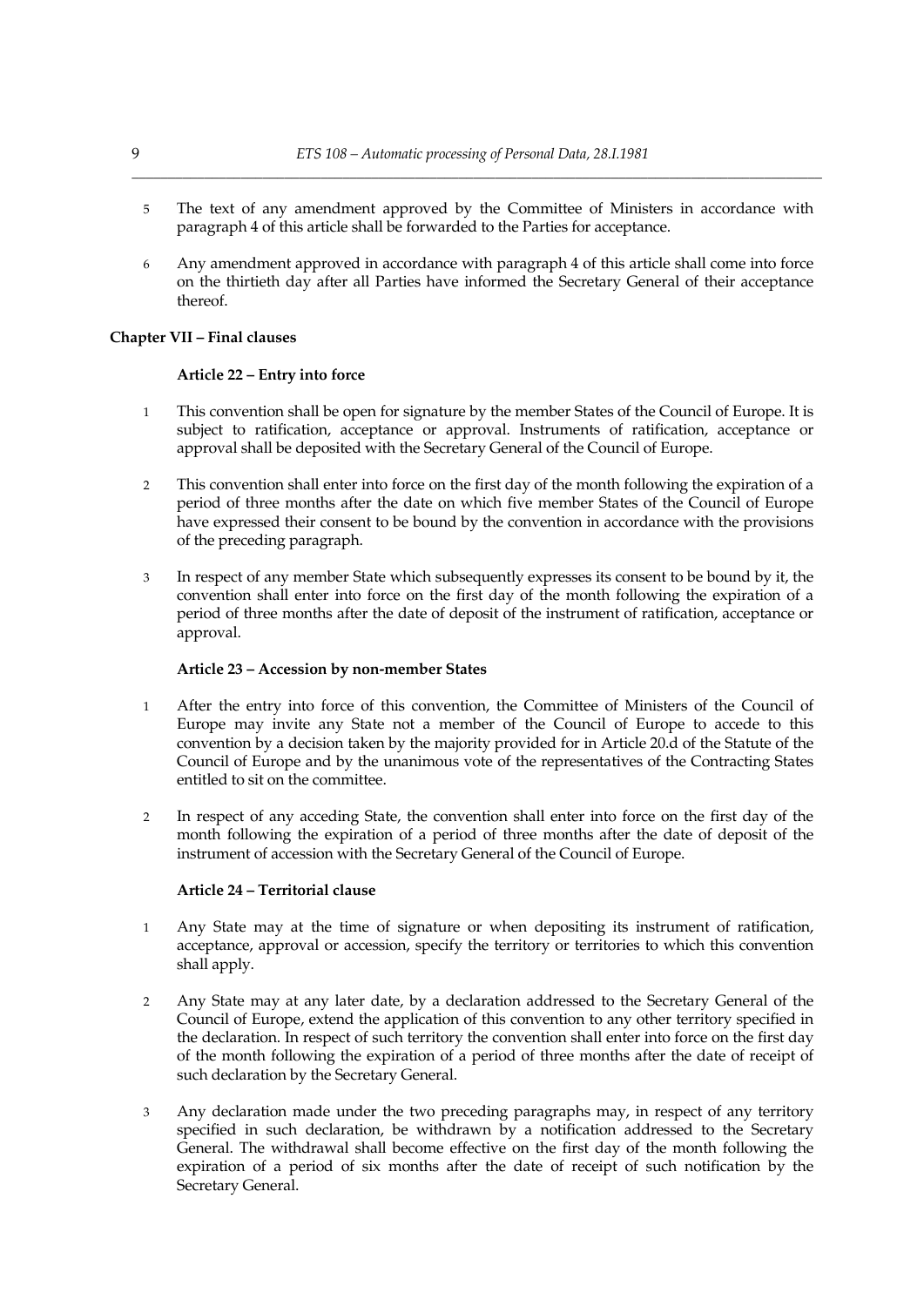5 The text of any amendment approved by the Committee of Ministers in accordance with paragraph 4 of this article shall be forwarded to the Parties for acceptance.

6 Any amendment approved in accordance with paragraph 4 of this article shall come into force on the thirtieth day after all Parties have informed the Secretary General of their acceptance thereof.

## Chapter VII – Final clauses

### Article 22 – Entry into force

1 This convention shall be open for signature by the member States of the Council of Europe. It is subject to ratification, acceptance or approval. Instruments of ratification, acceptance or approval shall be deposited with the Secretary General of the Council of Europe.

2 This convention shall enter into force on the first day of the month following the expiration of a period of three months after the date on which five member States of the Council of Europe have expressed their consent to be bound by the convention in accordance with the provisions of the preceding paragraph.

3 In respect of any member State which subsequently expresses its consent to be bound by it, the convention shall enter into force on the first day of the month following the expiration of a period of three months after the date of deposit of the instrument of ratification, acceptance or approval.

### Article 23 – Accession by non-member States

1 After the entry into force of this convention, the Committee of Ministers of the Council of Europe may invite any State not a member of the Council of Europe to accede to this convention by a decision taken by the majority provided for in Article 20.d of the Statute of the Council of Europe and by the unanimous vote of the representatives of the Contracting States entitled to sit on the committee.

2 In respect of any acceding State, the convention shall enter into force on the first day of the month following the expiration of a period of three months after the date of deposit of the instrument of accession with the Secretary General of the Council of Europe.

### Article 24 – Territorial clause

1 Any State may at the time of signature or when depositing its instrument of ratification, acceptance, approval or accession, specify the territory or territories to which this convention shall apply.

2 Any State may at any later date, by a declaration addressed to the Secretary General of the Council of Europe, extend the application of this convention to any other territory specified in the declaration. In respect of such territory the convention shall enter into force on the first day of the month following the expiration of a period of three months after the date of receipt of such declaration by the Secretary General.

3 Any declaration made under the two preceding paragraphs may, in respect of any territory specified in such declaration, be withdrawn by a notification addressed to the Secretary General. The withdrawal shall become effective on the first day of the month following the expiration of a period of six months after the date of receipt of such notification by the Secretary General.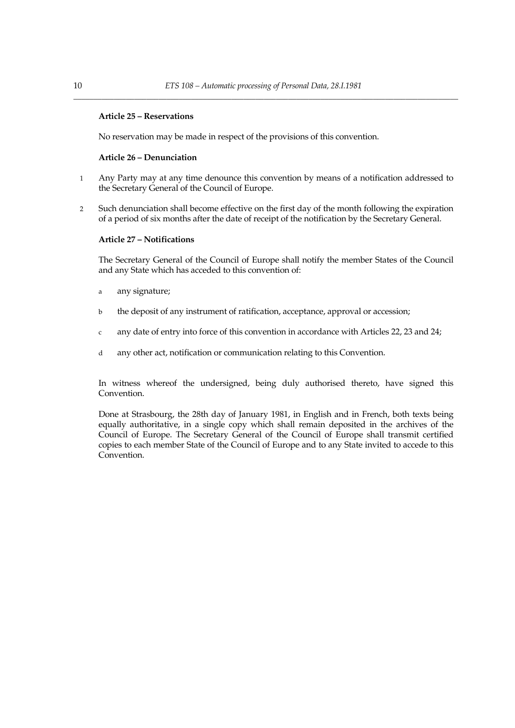#### Article 25 – Reservations

No reservation may be made in respect of the provisions of this convention.

#### Article 26 – Denunciation

1. Any Party may at any time denounce this convention by means of a notification addressed to the Secretary General of the Council of Europe.
2. Such denunciation shall become effective on the first day of the month following the expiration of a period of six months after the date of receipt of the notification by the Secretary General.

#### Article 27 – Notifications

The Secretary General of the Council of Europe shall notify the member States of the Council and any State which has acceded to this convention of:

- a any signature;
- b the deposit of any instrument of ratification, acceptance, approval or accession;
- c any date of entry into force of this convention in accordance with Articles 22, 23 and 24;
- d any other act, notification or communication relating to this Convention.

In witness whereof the undersigned, being duly authorised thereto, have signed this Convention.

Done at Strasbourg, the 28th day of January 1981, in English and in French, both texts being equally authoritative, in a single copy which shall remain deposited in the archives of the Council of Europe. The Secretary General of the Council of Europe shall transmit certified copies to each member State of the Council of Europe and to any State invited to accede to this Convention.